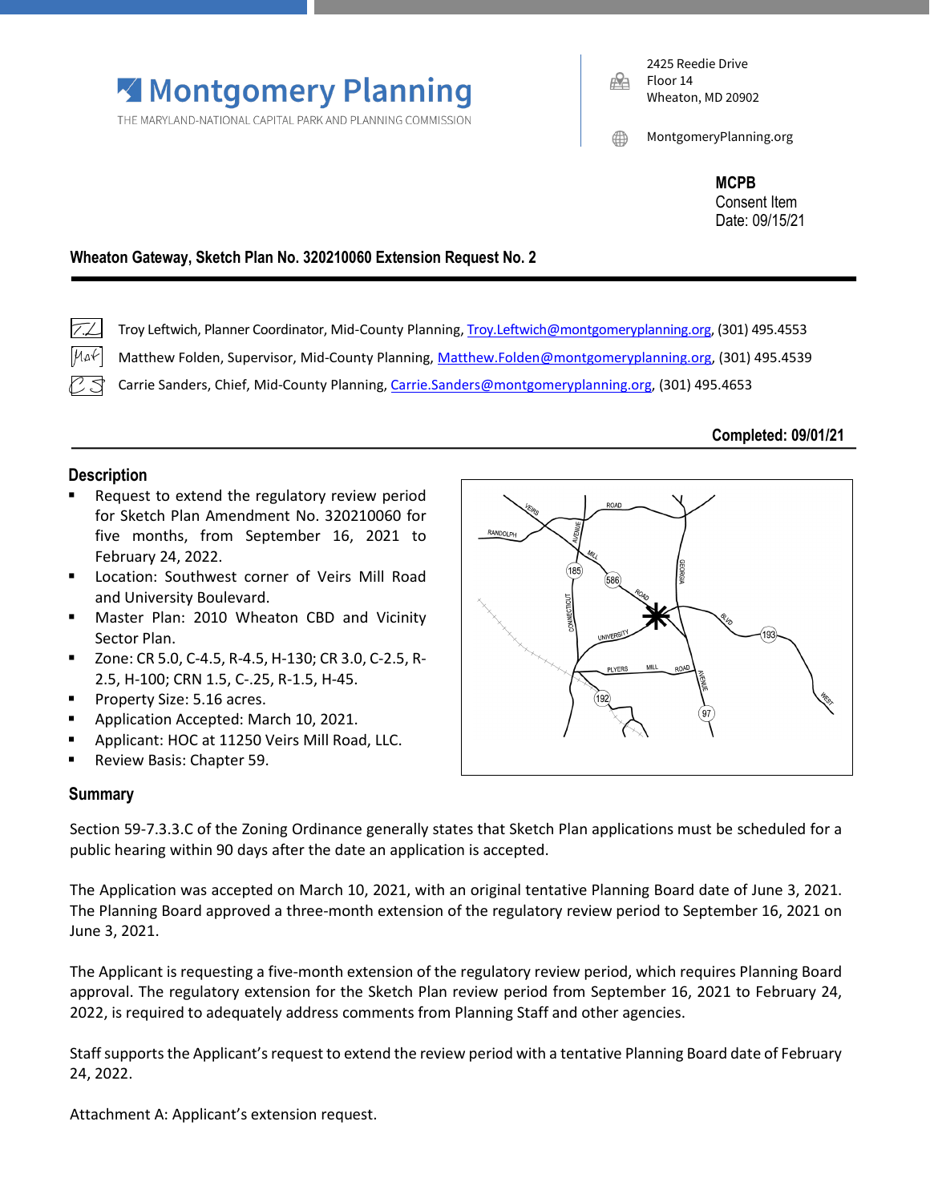# Montgomery Planning

THE MARYLAND-NATIONAL CAPITAL PARK AND PLANNING COMMISSION

2425 Reedie Drive
Floor 14
Wheaton, MD 20902

MontgomeryPlanning.org

**MCPB**
Consent Item
Date: 09/15/21

**Wheaton Gateway, Sketch Plan No. 320210060 Extension Request No. 2**

---

TL Troy Leftwich, Planner Coordinator, Mid-County Planning, Troy.Leftwich@montgomeryplanning.org, (301) 495.4553

MF Matthew Folden, Supervisor, Mid-County Planning, Matthew.Folden@montgomeryplanning.org, (301) 495.4539

CS Carrie Sanders, Chief, Mid-County Planning, Carrie.Sanders@montgomeryplanning.org, (301) 495.4653

**Completed: 09/01/21**

---

## Description

- Request to extend the regulatory review period for Sketch Plan Amendment No. 320210060 for five months, from September 16, 2021 to February 24, 2022.
- Location: Southwest corner of Veirs Mill Road and University Boulevard.
- Master Plan: 2010 Wheaton CBD and Vicinity Sector Plan.
- Zone: CR 5.0, C-4.5, R-4.5, H-130; CR 3.0, C-2.5, R-2.5, H-100; CRN 1.5, C-.25, R-1.5, H-45.
- Property Size: 5.16 acres.
- Application Accepted: March 10, 2021.
- Applicant: HOC at 11250 Veirs Mill Road, LLC.
- Review Basis: Chapter 59.

## Summary

Section 59-7.3.3.C of the Zoning Ordinance generally states that Sketch Plan applications must be scheduled for a public hearing within 90 days after the date an application is accepted.

The Application was accepted on March 10, 2021, with an original tentative Planning Board date of June 3, 2021. The Planning Board approved a three-month extension of the regulatory review period to September 16, 2021 on June 3, 2021.

The Applicant is requesting a five-month extension of the regulatory review period, which requires Planning Board approval. The regulatory extension for the Sketch Plan review period from September 16, 2021 to February 24, 2022, is required to adequately address comments from Planning Staff and other agencies.

Staff supports the Applicant's request to extend the review period with a tentative Planning Board date of February 24, 2022.

Attachment A: Applicant's extension request.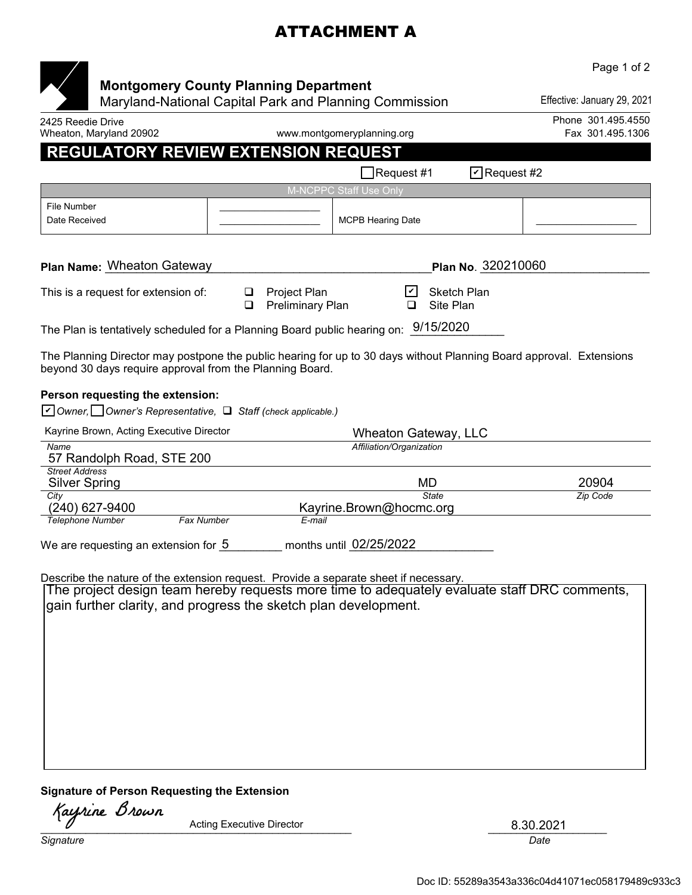# ATTACHMENT A

**Montgomery County Planning Department**
Maryland-National Capital Park and Planning Commission

Effective: January 29, 2021

2425 Reedie Drive
Wheaton, Maryland 20902

www.montgomeryplanning.org

Phone 301.495.4550
Fax 301.495.1306

## REGULATORY REVIEW EXTENSION REQUEST

☐ Request #1 ☑ Request #2

| M-NCPPC Staff Use Only | | | |
|---|---|---|---|
| File Number<br>Date Received | ________<br>________ | MCPB Hearing Date | ________ |

**Plan Name:** Wheaton Gateway **Plan No.** 320210060

This is a request for extension of:

- ☐ Project Plan
- ☐ Preliminary Plan
- ☑ Sketch Plan
- ☐ Site Plan

The Plan is tentatively scheduled for a Planning Board public hearing on: 9/15/2020

The Planning Director may postpone the public hearing for up to 30 days without Planning Board approval. Extensions beyond 30 days require approval from the Planning Board.

**Person requesting the extension:**

☑ *Owner,* ☐ *Owner's Representative,* ☐ *Staff (check applicable.)*

| *Name* | *Affiliation/Organization* | |
|---|---|---|
| Kayrine Brown, Acting Executive Director | Wheaton Gateway, LLC | |

*Street Address*: 57 Randolph Road, STE 200

| *City* | *State* | *Zip Code* |
|---|---|---|
| Silver Spring | MD | 20904 |

| *Telephone Number* | *Fax Number* | *E-mail* |
|---|---|---|
| (240) 627-9400 | | Kayrine.Brown@hocmc.org |

We are requesting an extension for 5 months until 02/25/2022

Describe the nature of the extension request. Provide a separate sheet if necessary.

The project design team hereby requests more time to adequately evaluate staff DRC comments, gain further clarity, and progress the sketch plan development.

**Signature of Person Requesting the Extension**

Kayrine Brown — Acting Executive Director
*Signature*

8.30.2021
*Date*

Doc ID: 55289a3543a336c04d41071ec058179489c933c3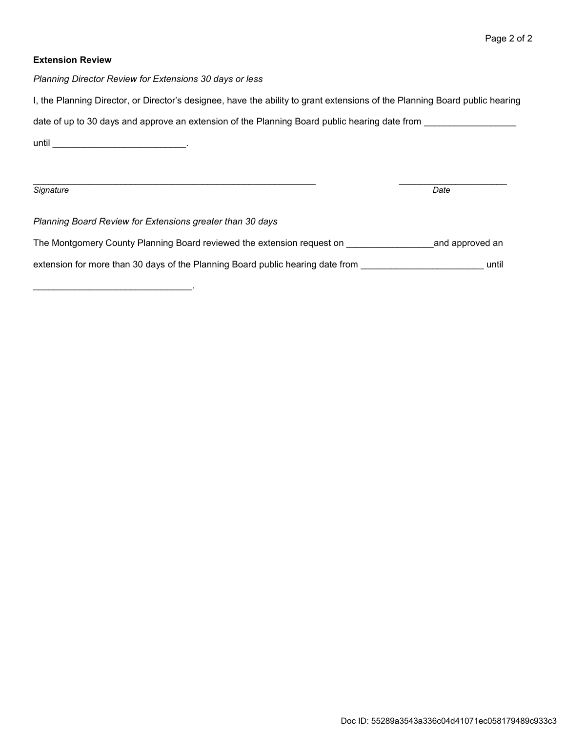**Extension Review**

*Planning Director Review for Extensions 30 days or less*

I, the Planning Director, or Director's designee, have the ability to grant extensions of the Planning Board public hearing date of up to 30 days and approve an extension of the Planning Board public hearing date from __________________ until __________________________.

_________________________________________________________ _____________________

*Signature* *Date*

*Planning Board Review for Extensions greater than 30 days*

The Montgomery County Planning Board reviewed the extension request on _________________and approved an extension for more than 30 days of the Planning Board public hearing date from ________________________ until _______________________________.

Doc ID: 55289a3543a336c04d41071ec058179489c933c3